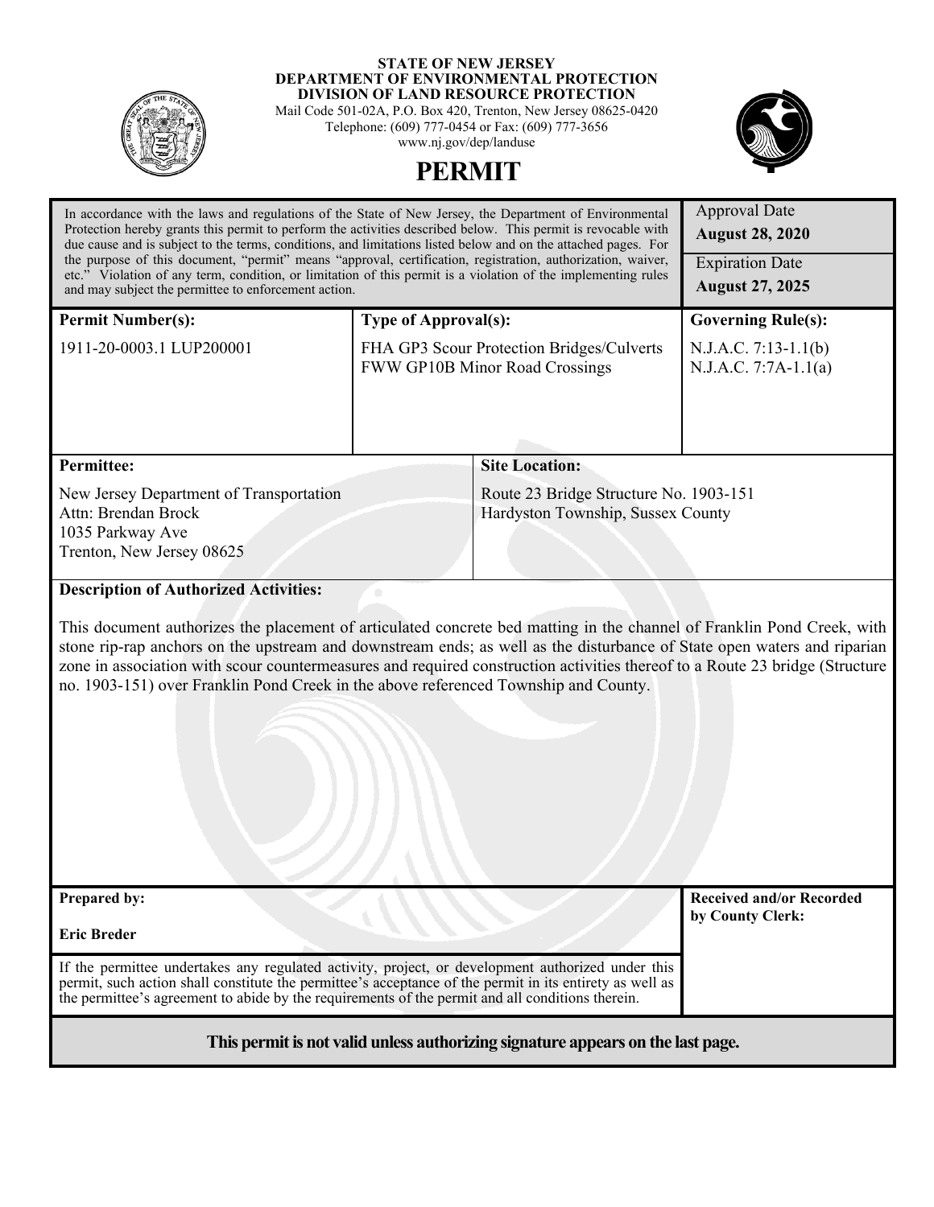**STATE OF NEW JERSEY**
**DEPARTMENT OF ENVIRONMENTAL PROTECTION**
**DIVISION OF LAND RESOURCE PROTECTION**
Mail Code 501-02A, P.O. Box 420, Trenton, New Jersey 08625-0420
Telephone: (609) 777-0454 or Fax: (609) 777-3656
www.nj.gov/dep/landuse

# PERMIT

In accordance with the laws and regulations of the State of New Jersey, the Department of Environmental Protection hereby grants this permit to perform the activities described below. This permit is revocable with due cause and is subject to the terms, conditions, and limitations listed below and on the attached pages. For the purpose of this document, "permit" means "approval, certification, registration, authorization, waiver, etc." Violation of any term, condition, or limitation of this permit is a violation of the implementing rules and may subject the permittee to enforcement action.

Approval Date
**August 28, 2020**

Expiration Date
**August 27, 2025**

| **Permit Number(s):** | **Type of Approval(s):** | **Governing Rule(s):** |
|---|---|---|
| 1911-20-0003.1 LUP200001 | FHA GP3 Scour Protection Bridges/Culverts<br>FWW GP10B Minor Road Crossings | N.J.A.C. 7:13-1.1(b)<br>N.J.A.C. 7:7A-1.1(a) |

| **Permittee:** | **Site Location:** |
|---|---|
| New Jersey Department of Transportation<br>Attn: Brendan Brock<br>1035 Parkway Ave<br>Trenton, New Jersey 08625 | Route 23 Bridge Structure No. 1903-151<br>Hardyston Township, Sussex County |

**Description of Authorized Activities:**

This document authorizes the placement of articulated concrete bed matting in the channel of Franklin Pond Creek, with stone rip-rap anchors on the upstream and downstream ends; as well as the disturbance of State open waters and riparian zone in association with scour countermeasures and required construction activities thereof to a Route 23 bridge (Structure no. 1903-151) over Franklin Pond Creek in the above referenced Township and County.

**Prepared by:**

**Eric Breder**

**Received and/or Recorded by County Clerk:**

If the permittee undertakes any regulated activity, project, or development authorized under this permit, such action shall constitute the permittee's acceptance of the permit in its entirety as well as the permittee's agreement to abide by the requirements of the permit and all conditions therein.

**This permit is not valid unless authorizing signature appears on the last page.**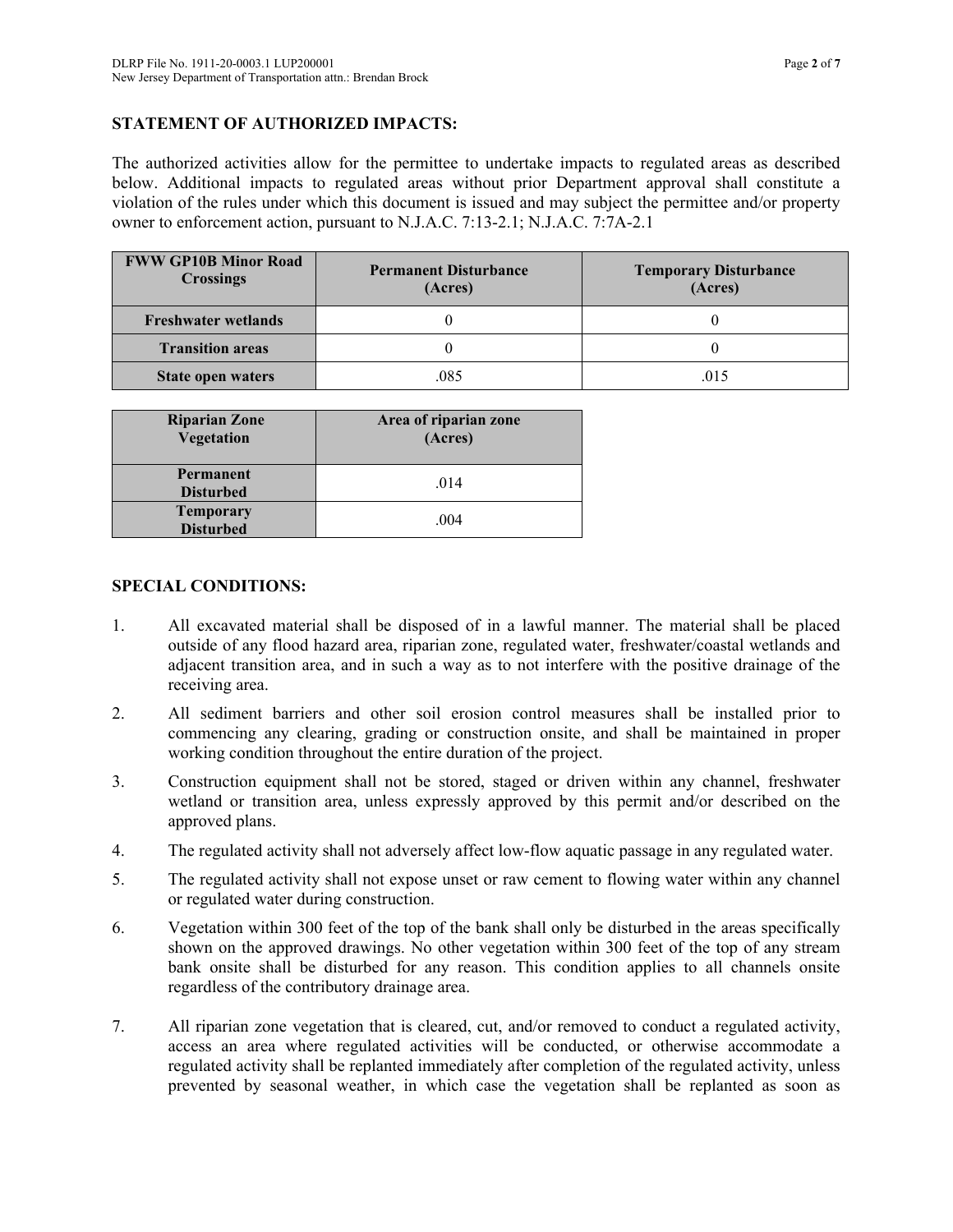## STATEMENT OF AUTHORIZED IMPACTS:

The authorized activities allow for the permittee to undertake impacts to regulated areas as described below. Additional impacts to regulated areas without prior Department approval shall constitute a violation of the rules under which this document is issued and may subject the permittee and/or property owner to enforcement action, pursuant to N.J.A.C. 7:13-2.1; N.J.A.C. 7:7A-2.1

| FWW GP10B Minor Road Crossings | Permanent Disturbance (Acres) | Temporary Disturbance (Acres) |
|---|---|---|
| Freshwater wetlands | 0 | 0 |
| Transition areas | 0 | 0 |
| State open waters | .085 | .015 |

| Riparian Zone Vegetation | Area of riparian zone (Acres) |
|---|---|
| Permanent Disturbed | .014 |
| Temporary Disturbed | .004 |

## SPECIAL CONDITIONS:

1. All excavated material shall be disposed of in a lawful manner. The material shall be placed outside of any flood hazard area, riparian zone, regulated water, freshwater/coastal wetlands and adjacent transition area, and in such a way as to not interfere with the positive drainage of the receiving area.
2. All sediment barriers and other soil erosion control measures shall be installed prior to commencing any clearing, grading or construction onsite, and shall be maintained in proper working condition throughout the entire duration of the project.
3. Construction equipment shall not be stored, staged or driven within any channel, freshwater wetland or transition area, unless expressly approved by this permit and/or described on the approved plans.
4. The regulated activity shall not adversely affect low-flow aquatic passage in any regulated water.
5. The regulated activity shall not expose unset or raw cement to flowing water within any channel or regulated water during construction.
6. Vegetation within 300 feet of the top of the bank shall only be disturbed in the areas specifically shown on the approved drawings. No other vegetation within 300 feet of the top of any stream bank onsite shall be disturbed for any reason. This condition applies to all channels onsite regardless of the contributory drainage area.
7. All riparian zone vegetation that is cleared, cut, and/or removed to conduct a regulated activity, access an area where regulated activities will be conducted, or otherwise accommodate a regulated activity shall be replanted immediately after completion of the regulated activity, unless prevented by seasonal weather, in which case the vegetation shall be replanted as soon as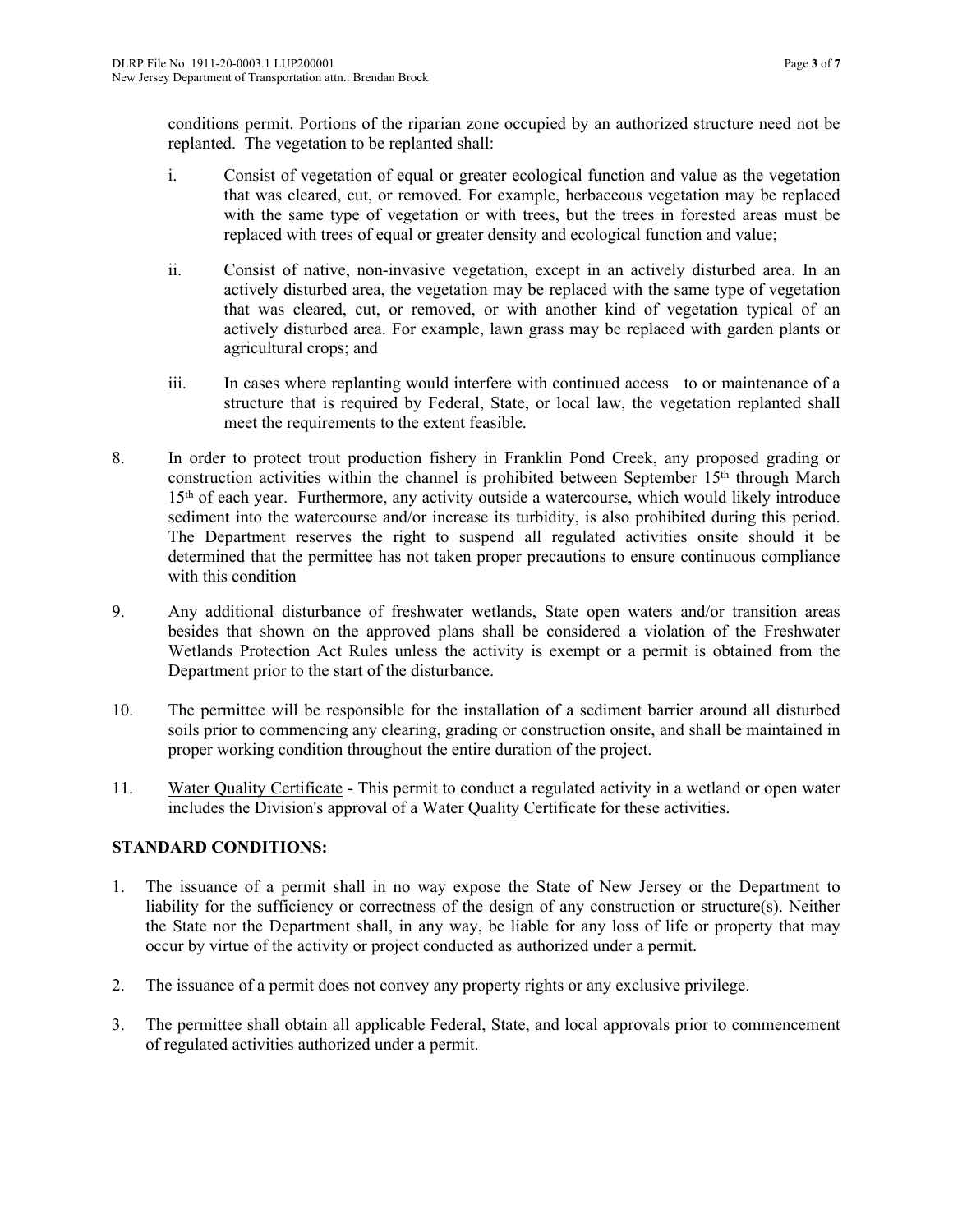conditions permit. Portions of the riparian zone occupied by an authorized structure need not be replanted. The vegetation to be replanted shall:

i. Consist of vegetation of equal or greater ecological function and value as the vegetation that was cleared, cut, or removed. For example, herbaceous vegetation may be replaced with the same type of vegetation or with trees, but the trees in forested areas must be replaced with trees of equal or greater density and ecological function and value;

ii. Consist of native, non-invasive vegetation, except in an actively disturbed area. In an actively disturbed area, the vegetation may be replaced with the same type of vegetation that was cleared, cut, or removed, or with another kind of vegetation typical of an actively disturbed area. For example, lawn grass may be replaced with garden plants or agricultural crops; and

iii. In cases where replanting would interfere with continued access to or maintenance of a structure that is required by Federal, State, or local law, the vegetation replanted shall meet the requirements to the extent feasible.

8. In order to protect trout production fishery in Franklin Pond Creek, any proposed grading or construction activities within the channel is prohibited between September 15th through March 15th of each year. Furthermore, any activity outside a watercourse, which would likely introduce sediment into the watercourse and/or increase its turbidity, is also prohibited during this period. The Department reserves the right to suspend all regulated activities onsite should it be determined that the permittee has not taken proper precautions to ensure continuous compliance with this condition

9. Any additional disturbance of freshwater wetlands, State open waters and/or transition areas besides that shown on the approved plans shall be considered a violation of the Freshwater Wetlands Protection Act Rules unless the activity is exempt or a permit is obtained from the Department prior to the start of the disturbance.

10. The permittee will be responsible for the installation of a sediment barrier around all disturbed soils prior to commencing any clearing, grading or construction onsite, and shall be maintained in proper working condition throughout the entire duration of the project.

11. Water Quality Certificate - This permit to conduct a regulated activity in a wetland or open water includes the Division's approval of a Water Quality Certificate for these activities.

**STANDARD CONDITIONS:**

1. The issuance of a permit shall in no way expose the State of New Jersey or the Department to liability for the sufficiency or correctness of the design of any construction or structure(s). Neither the State nor the Department shall, in any way, be liable for any loss of life or property that may occur by virtue of the activity or project conducted as authorized under a permit.

2. The issuance of a permit does not convey any property rights or any exclusive privilege.

3. The permittee shall obtain all applicable Federal, State, and local approvals prior to commencement of regulated activities authorized under a permit.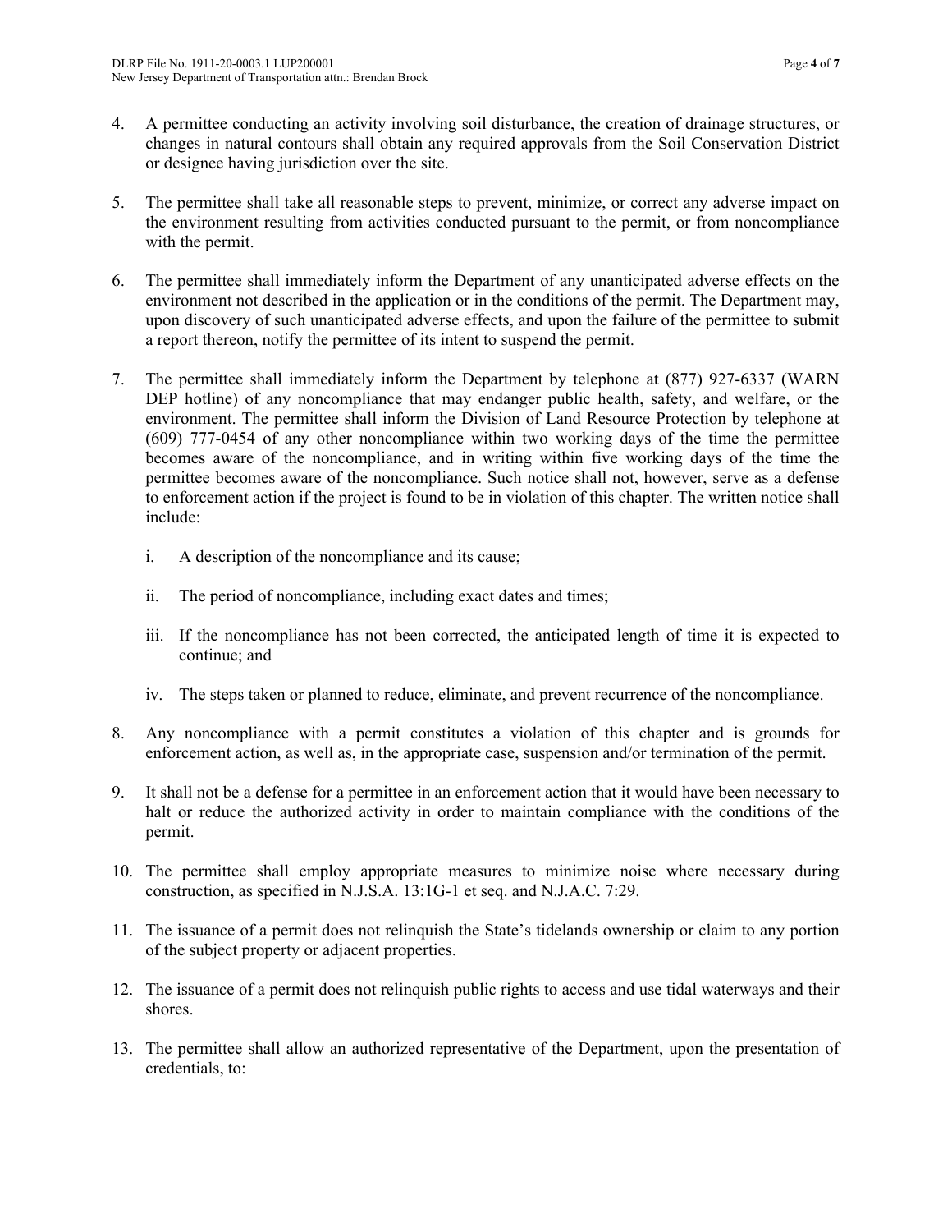4. A permittee conducting an activity involving soil disturbance, the creation of drainage structures, or changes in natural contours shall obtain any required approvals from the Soil Conservation District or designee having jurisdiction over the site.

5. The permittee shall take all reasonable steps to prevent, minimize, or correct any adverse impact on the environment resulting from activities conducted pursuant to the permit, or from noncompliance with the permit.

6. The permittee shall immediately inform the Department of any unanticipated adverse effects on the environment not described in the application or in the conditions of the permit. The Department may, upon discovery of such unanticipated adverse effects, and upon the failure of the permittee to submit a report thereon, notify the permittee of its intent to suspend the permit.

7. The permittee shall immediately inform the Department by telephone at (877) 927-6337 (WARN DEP hotline) of any noncompliance that may endanger public health, safety, and welfare, or the environment. The permittee shall inform the Division of Land Resource Protection by telephone at (609) 777-0454 of any other noncompliance within two working days of the time the permittee becomes aware of the noncompliance, and in writing within five working days of the time the permittee becomes aware of the noncompliance. Such notice shall not, however, serve as a defense to enforcement action if the project is found to be in violation of this chapter. The written notice shall include:

   i. A description of the noncompliance and its cause;

   ii. The period of noncompliance, including exact dates and times;

   iii. If the noncompliance has not been corrected, the anticipated length of time it is expected to continue; and

   iv. The steps taken or planned to reduce, eliminate, and prevent recurrence of the noncompliance.

8. Any noncompliance with a permit constitutes a violation of this chapter and is grounds for enforcement action, as well as, in the appropriate case, suspension and/or termination of the permit.

9. It shall not be a defense for a permittee in an enforcement action that it would have been necessary to halt or reduce the authorized activity in order to maintain compliance with the conditions of the permit.

10. The permittee shall employ appropriate measures to minimize noise where necessary during construction, as specified in N.J.S.A. 13:1G-1 et seq. and N.J.A.C. 7:29.

11. The issuance of a permit does not relinquish the State's tidelands ownership or claim to any portion of the subject property or adjacent properties.

12. The issuance of a permit does not relinquish public rights to access and use tidal waterways and their shores.

13. The permittee shall allow an authorized representative of the Department, upon the presentation of credentials, to: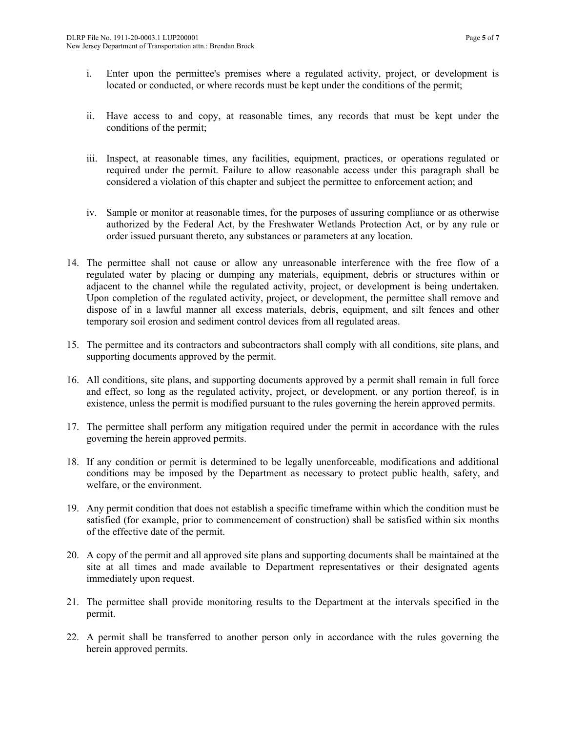i. Enter upon the permittee's premises where a regulated activity, project, or development is located or conducted, or where records must be kept under the conditions of the permit;

ii. Have access to and copy, at reasonable times, any records that must be kept under the conditions of the permit;

iii. Inspect, at reasonable times, any facilities, equipment, practices, or operations regulated or required under the permit. Failure to allow reasonable access under this paragraph shall be considered a violation of this chapter and subject the permittee to enforcement action; and

iv. Sample or monitor at reasonable times, for the purposes of assuring compliance or as otherwise authorized by the Federal Act, by the Freshwater Wetlands Protection Act, or by any rule or order issued pursuant thereto, any substances or parameters at any location.

14. The permittee shall not cause or allow any unreasonable interference with the free flow of a regulated water by placing or dumping any materials, equipment, debris or structures within or adjacent to the channel while the regulated activity, project, or development is being undertaken. Upon completion of the regulated activity, project, or development, the permittee shall remove and dispose of in a lawful manner all excess materials, debris, equipment, and silt fences and other temporary soil erosion and sediment control devices from all regulated areas.

15. The permittee and its contractors and subcontractors shall comply with all conditions, site plans, and supporting documents approved by the permit.

16. All conditions, site plans, and supporting documents approved by a permit shall remain in full force and effect, so long as the regulated activity, project, or development, or any portion thereof, is in existence, unless the permit is modified pursuant to the rules governing the herein approved permits.

17. The permittee shall perform any mitigation required under the permit in accordance with the rules governing the herein approved permits.

18. If any condition or permit is determined to be legally unenforceable, modifications and additional conditions may be imposed by the Department as necessary to protect public health, safety, and welfare, or the environment.

19. Any permit condition that does not establish a specific timeframe within which the condition must be satisfied (for example, prior to commencement of construction) shall be satisfied within six months of the effective date of the permit.

20. A copy of the permit and all approved site plans and supporting documents shall be maintained at the site at all times and made available to Department representatives or their designated agents immediately upon request.

21. The permittee shall provide monitoring results to the Department at the intervals specified in the permit.

22. A permit shall be transferred to another person only in accordance with the rules governing the herein approved permits.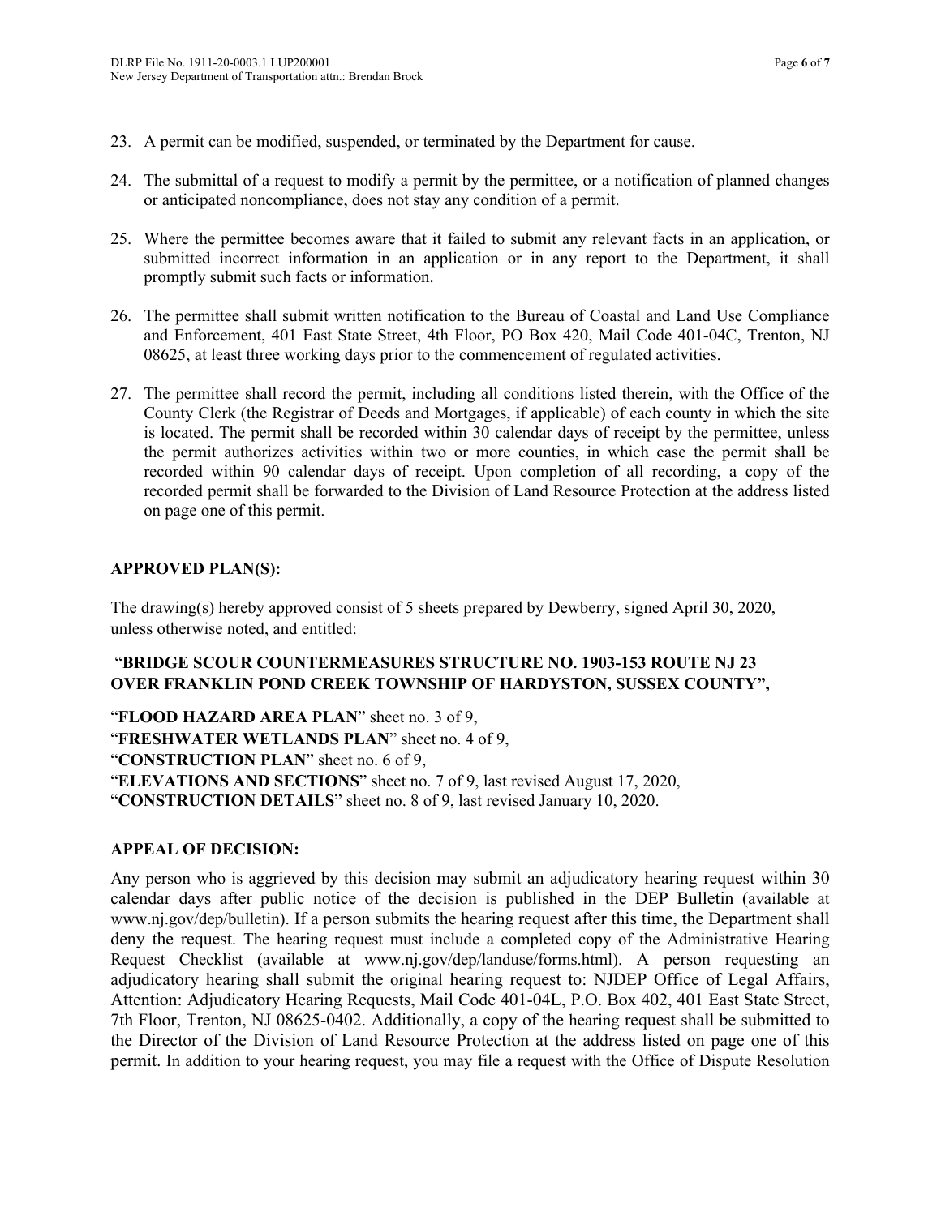23. A permit can be modified, suspended, or terminated by the Department for cause.

24. The submittal of a request to modify a permit by the permittee, or a notification of planned changes or anticipated noncompliance, does not stay any condition of a permit.

25. Where the permittee becomes aware that it failed to submit any relevant facts in an application, or submitted incorrect information in an application or in any report to the Department, it shall promptly submit such facts or information.

26. The permittee shall submit written notification to the Bureau of Coastal and Land Use Compliance and Enforcement, 401 East State Street, 4th Floor, PO Box 420, Mail Code 401-04C, Trenton, NJ 08625, at least three working days prior to the commencement of regulated activities.

27. The permittee shall record the permit, including all conditions listed therein, with the Office of the County Clerk (the Registrar of Deeds and Mortgages, if applicable) of each county in which the site is located. The permit shall be recorded within 30 calendar days of receipt by the permittee, unless the permit authorizes activities within two or more counties, in which case the permit shall be recorded within 90 calendar days of receipt. Upon completion of all recording, a copy of the recorded permit shall be forwarded to the Division of Land Resource Protection at the address listed on page one of this permit.

**APPROVED PLAN(S):**

The drawing(s) hereby approved consist of 5 sheets prepared by Dewberry, signed April 30, 2020, unless otherwise noted, and entitled:

"**BRIDGE SCOUR COUNTERMEASURES STRUCTURE NO. 1903-153 ROUTE NJ 23 OVER FRANKLIN POND CREEK TOWNSHIP OF HARDYSTON, SUSSEX COUNTY",**

"**FLOOD HAZARD AREA PLAN**" sheet no. 3 of 9,
"**FRESHWATER WETLANDS PLAN**" sheet no. 4 of 9,
"**CONSTRUCTION PLAN**" sheet no. 6 of 9,
"**ELEVATIONS AND SECTIONS**" sheet no. 7 of 9, last revised August 17, 2020,
"**CONSTRUCTION DETAILS**" sheet no. 8 of 9, last revised January 10, 2020.

**APPEAL OF DECISION:**

Any person who is aggrieved by this decision may submit an adjudicatory hearing request within 30 calendar days after public notice of the decision is published in the DEP Bulletin (available at www.nj.gov/dep/bulletin). If a person submits the hearing request after this time, the Department shall deny the request. The hearing request must include a completed copy of the Administrative Hearing Request Checklist (available at www.nj.gov/dep/landuse/forms.html). A person requesting an adjudicatory hearing shall submit the original hearing request to: NJDEP Office of Legal Affairs, Attention: Adjudicatory Hearing Requests, Mail Code 401-04L, P.O. Box 402, 401 East State Street, 7th Floor, Trenton, NJ 08625-0402. Additionally, a copy of the hearing request shall be submitted to the Director of the Division of Land Resource Protection at the address listed on page one of this permit. In addition to your hearing request, you may file a request with the Office of Dispute Resolution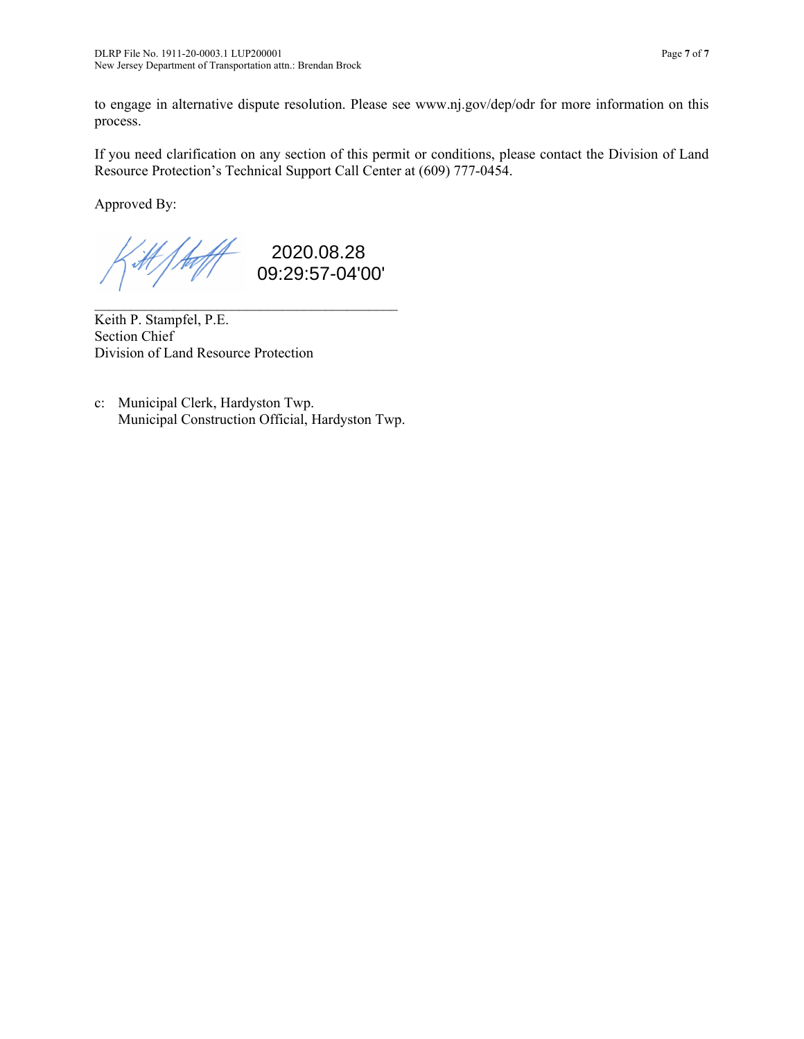to engage in alternative dispute resolution. Please see www.nj.gov/dep/odr for more information on this process.

If you need clarification on any section of this permit or conditions, please contact the Division of Land Resource Protection's Technical Support Call Center at (609) 777-0454.

Approved By:

2020.08.28
09:29:57-04'00'

\_\_\_\_\_\_\_\_\_\_\_\_\_\_\_\_\_\_\_\_\_\_\_\_\_\_\_\_\_\_\_\_\_\_\_\_\_\_\_\_\_\_\_\_

Keith P. Stampfel, P.E.
Section Chief
Division of Land Resource Protection

c: Municipal Clerk, Hardyston Twp.
Municipal Construction Official, Hardyston Twp.